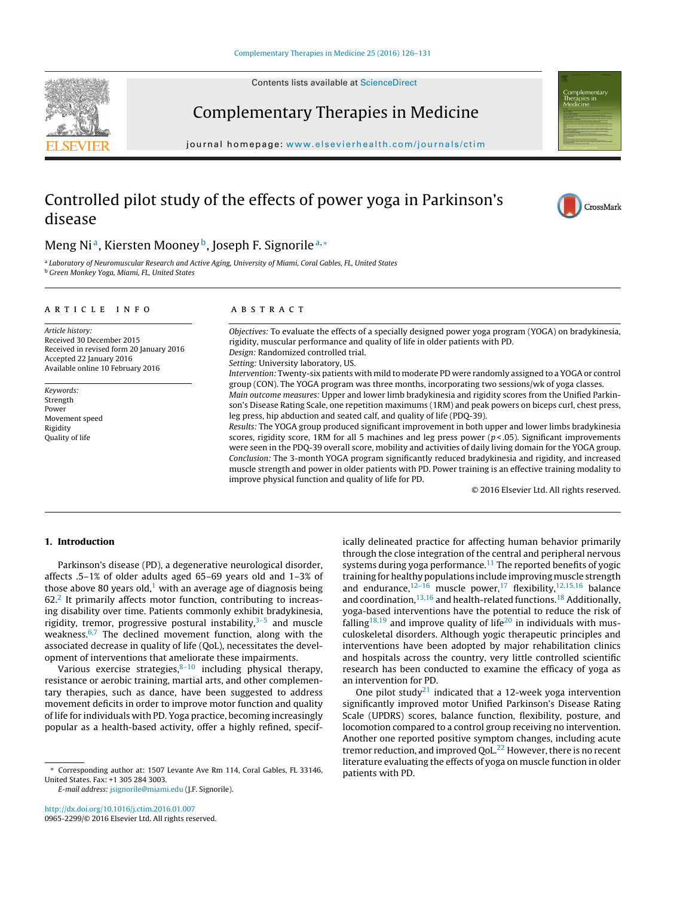# Controlled pilot study of the effects of power yoga in Parkinson's disease

Meng Ni[a], Kiersten Mooney[b], Joseph F. Signorile[a,*]

[a] Laboratory of Neuromuscular Research and Active Aging, University of Miami, Coral Gables, FL, United States
[b] Green Monkey Yoga, Miami, FL, United States

## ARTICLE INFO

*Article history:*
Received 30 December 2015
Received in revised form 20 January 2016
Accepted 22 January 2016
Available online 10 February 2016

*Keywords:*
Strength
Power
Movement speed
Rigidity
Quality of life

## ABSTRACT

*Objectives:* To evaluate the effects of a specially designed power yoga program (YOGA) on bradykinesia, rigidity, muscular performance and quality of life in older patients with PD.
*Design:* Randomized controlled trial.
*Setting:* University laboratory, US.
*Intervention:* Twenty-six patients with mild to moderate PD were randomly assigned to a YOGA or control group (CON). The YOGA program was three months, incorporating two sessions/wk of yoga classes.
*Main outcome measures:* Upper and lower limb bradykinesia and rigidity scores from the Unified Parkinson's Disease Rating Scale, one repetition maximums (1RM) and peak powers on biceps curl, chest press, leg press, hip abduction and seated calf, and quality of life (PDQ-39).
*Results:* The YOGA group produced significant improvement in both upper and lower limbs bradykinesia scores, rigidity score, 1RM for all 5 machines and leg press power ($p < .05$). Significant improvements were seen in the PDQ-39 overall score, mobility and activities of daily living domain for the YOGA group.
*Conclusion:* The 3-month YOGA program significantly reduced bradykinesia and rigidity, and increased muscle strength and power in older patients with PD. Power training is an effective training modality to improve physical function and quality of life for PD.

© 2016 Elsevier Ltd. All rights reserved.

## 1. Introduction

Parkinson's disease (PD), a degenerative neurological disorder, affects .5–1% of older adults aged 65–69 years old and 1–3% of those above 80 years old,[1] with an average age of diagnosis being 62.[2] It primarily affects motor function, contributing to increasing disability over time. Patients commonly exhibit bradykinesia, rigidity, tremor, progressive postural instability,[3–5] and muscle weakness.[6,7] The declined movement function, along with the associated decrease in quality of life (QoL), necessitates the development of interventions that ameliorate these impairments.

Various exercise strategies,[8–10] including physical therapy, resistance or aerobic training, martial arts, and other complementary therapies, such as dance, have been suggested to address movement deficits in order to improve motor function and quality of life for individuals with PD. Yoga practice, becoming increasingly popular as a health-based activity, offer a highly refined, specifically delineated practice for affecting human behavior primarily through the close integration of the central and peripheral nervous systems during yoga performance.[11] The reported benefits of yogic training for healthy populations include improving muscle strength and endurance,[12–16] muscle power,[17] flexibility,[12,15,16] balance and coordination,[13,16] and health-related functions.[18] Additionally, yoga-based interventions have the potential to reduce the risk of falling[18,19] and improve quality of life[20] in individuals with musculoskeletal disorders. Although yogic therapeutic principles and interventions have been adopted by major rehabilitation clinics and hospitals across the country, very little controlled scientific research has been conducted to examine the efficacy of yoga as an intervention for PD.

One pilot study[21] indicated that a 12-week yoga intervention significantly improved motor Unified Parkinson's Disease Rating Scale (UPDRS) scores, balance function, flexibility, posture, and locomotion compared to a control group receiving no intervention. Another one reported positive symptom changes, including acute tremor reduction, and improved QoL.[22] However, there is no recent literature evaluating the effects of yoga on muscle function in older patients with PD.

* Corresponding author at: 1507 Levante Ave Rm 114, Coral Gables, FL 33146, United States. Fax: +1 305 284 3003.
*E-mail address:* jsignorile@miami.edu (J.F. Signorile).

http://dx.doi.org/10.1016/j.ctim.2016.01.007
0965-2299/© 2016 Elsevier Ltd. All rights reserved.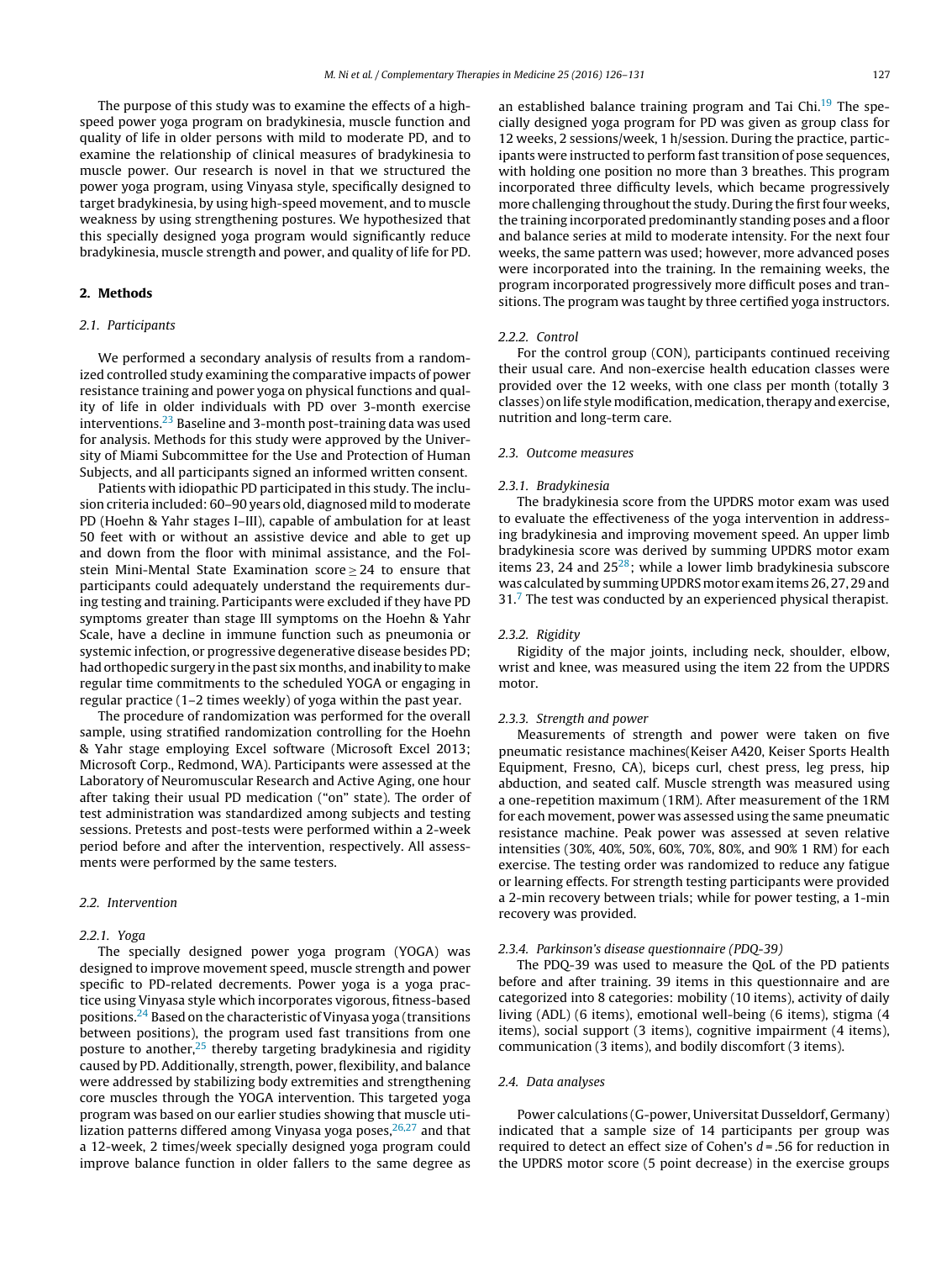The purpose of this study was to examine the effects of a high-speed power yoga program on bradykinesia, muscle function and quality of life in older persons with mild to moderate PD, and to examine the relationship of clinical measures of bradykinesia to muscle power. Our research is novel in that we structured the power yoga program, using Vinyasa style, specifically designed to target bradykinesia, by using high-speed movement, and to muscle weakness by using strengthening postures. We hypothesized that this specially designed yoga program would significantly reduce bradykinesia, muscle strength and power, and quality of life for PD.

## 2. Methods

### 2.1. Participants

We performed a secondary analysis of results from a randomized controlled study examining the comparative impacts of power resistance training and power yoga on physical functions and quality of life in older individuals with PD over 3-month exercise interventions.[23] Baseline and 3-month post-training data was used for analysis. Methods for this study were approved by the University of Miami Subcommittee for the Use and Protection of Human Subjects, and all participants signed an informed written consent.

Patients with idiopathic PD participated in this study. The inclusion criteria included: 60–90 years old, diagnosed mild to moderate PD (Hoehn & Yahr stages I–III), capable of ambulation for at least 50 feet with or without an assistive device and able to get up and down from the floor with minimal assistance, and the Folstein Mini-Mental State Examination score ≥ 24 to ensure that participants could adequately understand the requirements during testing and training. Participants were excluded if they have PD symptoms greater than stage III symptoms on the Hoehn & Yahr Scale, have a decline in immune function such as pneumonia or systemic infection, or progressive degenerative disease besides PD; had orthopedic surgery in the past six months, and inability to make regular time commitments to the scheduled YOGA or engaging in regular practice (1–2 times weekly) of yoga within the past year.

The procedure of randomization was performed for the overall sample, using stratified randomization controlling for the Hoehn & Yahr stage employing Excel software (Microsoft Excel 2013; Microsoft Corp., Redmond, WA). Participants were assessed at the Laboratory of Neuromuscular Research and Active Aging, one hour after taking their usual PD medication ("on" state). The order of test administration was standardized among subjects and testing sessions. Pretests and post-tests were performed within a 2-week period before and after the intervention, respectively. All assessments were performed by the same testers.

### 2.2. Intervention

#### 2.2.1. Yoga

The specially designed power yoga program (YOGA) was designed to improve movement speed, muscle strength and power specific to PD-related decrements. Power yoga is a yoga practice using Vinyasa style which incorporates vigorous, fitness-based positions.[24] Based on the characteristic of Vinyasa yoga (transitions between positions), the program used fast transitions from one posture to another,[25] thereby targeting bradykinesia and rigidity caused by PD. Additionally, strength, power, flexibility, and balance were addressed by stabilizing body extremities and strengthening core muscles through the YOGA intervention. This targeted yoga program was based on our earlier studies showing that muscle utilization patterns differed among Vinyasa yoga poses,[26,27] and that a 12-week, 2 times/week specially designed yoga program could improve balance function in older fallers to the same degree as an established balance training program and Tai Chi.[19] The specially designed yoga program for PD was given as group class for 12 weeks, 2 sessions/week, 1 h/session. During the practice, participants were instructed to perform fast transition of pose sequences, with holding one position no more than 3 breathes. This program incorporated three difficulty levels, which became progressively more challenging throughout the study. During the first four weeks, the training incorporated predominantly standing poses and a floor and balance series at mild to moderate intensity. For the next four weeks, the same pattern was used; however, more advanced poses were incorporated into the training. In the remaining weeks, the program incorporated progressively more difficult poses and transitions. The program was taught by three certified yoga instructors.

#### 2.2.2. Control

For the control group (CON), participants continued receiving their usual care. And non-exercise health education classes were provided over the 12 weeks, with one class per month (totally 3 classes) on life style modification, medication, therapy and exercise, nutrition and long-term care.

### 2.3. Outcome measures

#### 2.3.1. Bradykinesia

The bradykinesia score from the UPDRS motor exam was used to evaluate the effectiveness of the yoga intervention in addressing bradykinesia and improving movement speed. An upper limb bradykinesia score was derived by summing UPDRS motor exam items 23, 24 and 25[28]; while a lower limb bradykinesia subscore was calculated by summing UPDRS motor exam items 26, 27, 29 and 31.[7] The test was conducted by an experienced physical therapist.

#### 2.3.2. Rigidity

Rigidity of the major joints, including neck, shoulder, elbow, wrist and knee, was measured using the item 22 from the UPDRS motor.

#### 2.3.3. Strength and power

Measurements of strength and power were taken on five pneumatic resistance machines(Keiser A420, Keiser Sports Health Equipment, Fresno, CA), biceps curl, chest press, leg press, hip abduction, and seated calf. Muscle strength was measured using a one-repetition maximum (1RM). After measurement of the 1RM for each movement, power was assessed using the same pneumatic resistance machine. Peak power was assessed at seven relative intensities (30%, 40%, 50%, 60%, 70%, 80%, and 90% 1 RM) for each exercise. The testing order was randomized to reduce any fatigue or learning effects. For strength testing participants were provided a 2-min recovery between trials; while for power testing, a 1-min recovery was provided.

#### 2.3.4. Parkinson's disease questionnaire (PDQ-39)

The PDQ-39 was used to measure the QoL of the PD patients before and after training. 39 items in this questionnaire and are categorized into 8 categories: mobility (10 items), activity of daily living (ADL) (6 items), emotional well-being (6 items), stigma (4 items), social support (3 items), cognitive impairment (4 items), communication (3 items), and bodily discomfort (3 items).

### 2.4. Data analyses

Power calculations (G-power, Universitat Dusseldorf, Germany) indicated that a sample size of 14 participants per group was required to detect an effect size of Cohen's $d = .56$ for reduction in the UPDRS motor score (5 point decrease) in the exercise groups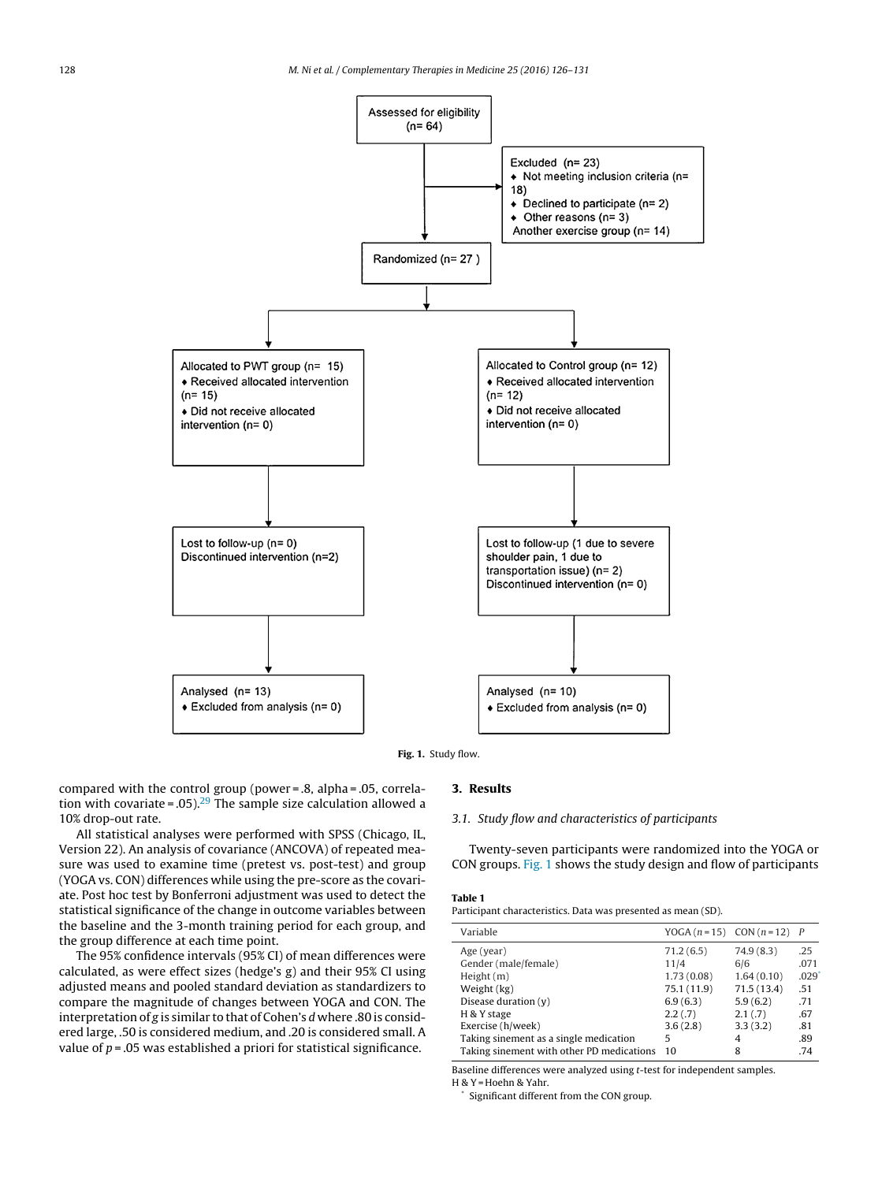Assessed for eligibility (n= 64)

Excluded (n= 23)
- Not meeting inclusion criteria (n= 18)
- Declined to participate (n= 2)
- Other reasons (n= 3)

Another exercise group (n= 14)

Randomized (n= 27 )

Allocated to PWT group (n= 15)
- Received allocated intervention (n= 15)
- Did not receive allocated intervention (n= 0)

Allocated to Control group (n= 12)
- Received allocated intervention (n= 12)
- Did not receive allocated intervention (n= 0)

Lost to follow-up (n= 0)
Discontinued intervention (n=2)

Lost to follow-up (1 due to severe shoulder pain, 1 due to transportation issue) (n= 2)
Discontinued intervention (n= 0)

Analysed (n= 13)
- Excluded from analysis (n= 0)

Analysed (n= 10)
- Excluded from analysis (n= 0)

**Fig. 1.** Study flow.

compared with the control group (power = .8, alpha = .05, correlation with covariate = .05).[29] The sample size calculation allowed a 10% drop-out rate.

All statistical analyses were performed with SPSS (Chicago, IL, Version 22). An analysis of covariance (ANCOVA) of repeated measure was used to examine time (pretest vs. post-test) and group (YOGA vs. CON) differences while using the pre-score as the covariate. Post hoc test by Bonferroni adjustment was used to detect the statistical significance of the change in outcome variables between the baseline and the 3-month training period for each group, and the group difference at each time point.

The 95% confidence intervals (95% CI) of mean differences were calculated, as were effect sizes (hedge's g) and their 95% CI using adjusted means and pooled standard deviation as standardizers to compare the magnitude of changes between YOGA and CON. The interpretation of *g* is similar to that of Cohen's *d* where .80 is considered large, .50 is considered medium, and .20 is considered small. A value of $p = .05$ was established a priori for statistical significance.

## 3. Results

### 3.1. Study flow and characteristics of participants

Twenty-seven participants were randomized into the YOGA or CON groups. Fig. 1 shows the study design and flow of participants

**Table 1**
Participant characteristics. Data was presented as mean (SD).

| Variable | YOGA ($n$ = 15) | CON ($n$ = 12) | P |
|---|---|---|---|
| Age (year) | 71.2 (6.5) | 74.9 (8.3) | .25 |
| Gender (male/female) | 11/4 | 6/6 | .071 |
| Height (m) | 1.73 (0.08) | 1.64 (0.10) | .029* |
| Weight (kg) | 75.1 (11.9) | 71.5 (13.4) | .51 |
| Disease duration (y) | 6.9 (6.3) | 5.9 (6.2) | .71 |
| H & Y stage | 2.2 (.7) | 2.1 (.7) | .67 |
| Exercise (h/week) | 3.6 (2.8) | 3.3 (3.2) | .81 |
| Taking sinement as a single medication | 5 | 4 | .89 |
| Taking sinement with other PD medications | 10 | 8 | .74 |

Baseline differences were analyzed using *t*-test for independent samples.
H & Y = Hoehn & Yahr.
\* Significant different from the CON group.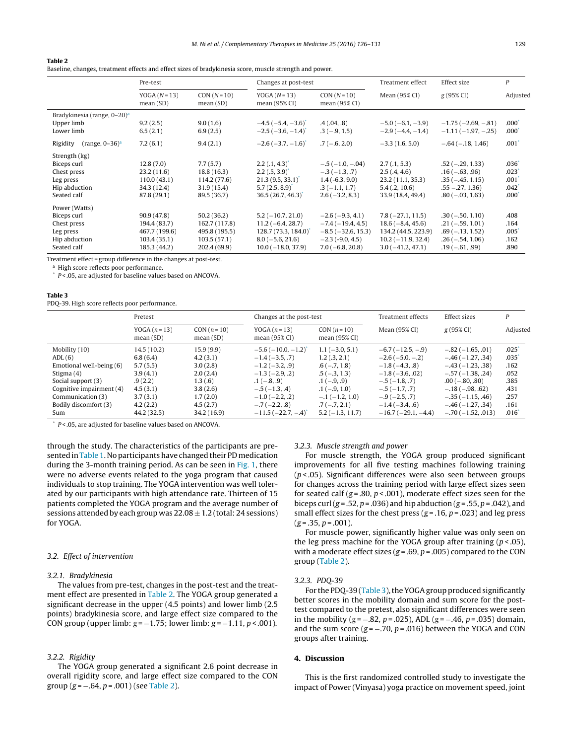**Table 2**
Baseline, changes, treatment effects and effect sizes of bradykinesia score, muscle strength and power.

| | Pre-test | | Changes at post-test | | Treatment effect | Effect size | P |
|---|---|---|---|---|---|---|---|
| | YOGA (N = 13) mean (SD) | CON (N = 10) mean (SD) | YOGA (N = 13) mean (95% CI) | CON (N = 10) mean (95% CI) | Mean (95% CI) | g (95% CI) | Adjusted |
| Bradykinesia (range, 0–20)[a] | | | | | | | |
| Upper limb | 9.2 (2.5) | 9.0 (1.6) | −4.5 (−5.4, −3.6)* | .4 (.04, .8) | −5.0 (−6.1, −3.9) | −1.75 (−2.69, −.81) | .000* |
| Lower limb | 6.5 (2.1) | 6.9 (2.5) | −2.5 (−3.6, −1.4)* | .3 (−.9, 1.5) | −2.9 (−4.4, −1.4) | −1.11 (−1.97, −.25) | .000* |
| Rigidity (range, 0–36)[a] | 7.2 (6.1) | 9.4 (2.1) | −2.6 (−3.7, −1.6)* | .7 (−.6, 2.0) | −3.3 (1.6, 5.0) | −.64 (−.18, 1.46) | .001* |
| Strength (kg) | | | | | | | |
| Biceps curl | 12.8 (7.0) | 7.7 (5.7) | 2.2 (.1, 4.3)* | −.5 (−1.0, −.04) | 2.7 (.1, 5.3) | .52 (−.29, 1.33) | .036* |
| Chest press | 23.2 (11.6) | 18.8 (16.3) | 2.2 (.5, 3.9)* | −.3 (−1.3, .7) | 2.5 (.4, 4.6) | .16 (−.63, .96) | .023* |
| Leg press | 110.0 (43.1) | 114.2 (77.6) | 21.3 (9.5, 33.1)* | 1.4 (-6.3, 9.0) | 23.2 (11.1, 35.3) | .35 (−.45, 1.15) | .001* |
| Hip abduction | 34.3 (12.4) | 31.9 (15.4) | 5.7 (2.5, 8.9)* | .3 (−1.1, 1.7) | 5.4 (.2, 10.6) | .55 −.27, 1.36) | .042* |
| Seated calf | 87.8 (29.1) | 89.5 (36.7) | 36.5 (26.7, 46.3)* | 2.6 (−3.2, 8.3) | 33.9 (18.4, 49.4) | .80 (−.03, 1.63) | .000* |
| Power (Watts) | | | | | | | |
| Biceps curl | 90.9 (47.8) | 50.2 (36.2) | 5.2 (−10.7, 21.0) | −2.6 (−9.3, 4.1) | 7.8 (−27.1, 11.5) | .30 (−.50, 1.10) | .408 |
| Chest press | 194.4 (83.7) | 162.7 (117.8) | 11.2 (−6.4, 28.7) | −7.4 (−19.4, 4.5) | 18.6 (−8.4, 45.6) | .21 (−.59, 1.01) | .164 |
| Leg press | 467.7 (199.6) | 495.8 (195.5) | 128.7 (73.3, 184.0)* | −8.5 (−32.6, 15.3) | 134.2 (44.5, 223.9) | .69 (−.13, 1.52) | .005* |
| Hip abduction | 103.4 (35.1) | 103.5 (57.1) | 8.0 (−5.6, 21.6) | −2.3 (-9.0, 4.5) | 10.2 (−11.9, 32.4) | .26 (−.54, 1.06) | .162 |
| Seated calf | 185.3 (44.2) | 202.4 (69.9) | 10.0 (−18.0, 37.9) | 7.0 (−6.8, 20.8) | 3.0 (−41.2, 47.1) | .19 (−.61, .99) | .890 |

Treatment effect = group difference in the changes at post-test.
[a] High score reflects poor performance.
* $P < .05$, are adjusted for baseline values based on ANCOVA.

**Table 3**
PDQ-39. High score reflects poor performance.

| | Pretest | | Changes at the post-test | | Treatment effects | Effect sizes | P |
|---|---|---|---|---|---|---|---|
| | YOGA (n = 13) mean (SD) | CON (n = 10) mean (SD) | YOGA (n = 13) mean (95% CI) | CON (n = 10) mean (95% CI) | Mean (95% CI) | g (95% CI) | Adjusted |
| Mobility (10) | 14.5 (10.2) | 15.9 (9.9) | −5.6 (−10.0, −1.2)* | 1.1 (−3.0, 5.1) | −6.7 (−12.5, −.9) | −.82 (−1.65, .01) | .025* |
| ADL (6) | 6.8 (6.4) | 4.2 (3.1) | −1.4 (−3.5, .7) | 1.2 (.3, 2.1) | −2.6 (−5.0, −.2) | −.46 (−1.27, .34) | .035* |
| Emotional well-being (6) | 5.7 (5.5) | 3.0 (2.8) | −1.2 (−3.2, .9) | .6 (−.7, 1.8) | −1.8 (−4.3, .8) | −.43 (−1.23, .38) | .162 |
| Stigma (4) | 3.9 (4.1) | 2.0 (2.4) | −1.3 (−2.9, .2) | .5 (−.3, 1.3) | −1.8 (−3.6, .02) | −.57 (−1.38, .24) | .052 |
| Social support (3) | .9 (2.2) | 1.3 (.6) | .1 (−.8, .9) | .1 (−.9, .9) | −.5 (−1.8, .7) | .00 (−.80, .80) | .385 |
| Cognitive impairment (4) | 4.5 (3.1) | 3.8 (2.6) | −.5 (−1.3, .4) | .1 (−.9, 1.0) | −.5 (−1.7, .7) | −.18 (−.98, .62) | .431 |
| Communication (3) | 3.7 (3.1) | 1.7 (2.0) | −1.0 (−2.2, .2) | −.1 (−1.2, 1.0) | −.9 (−2.5, .7) | −.35 (−1.15, .46) | .257 |
| Bodily discomfort (3) | 4.2 (2.2) | 4.5 (2.7) | −.7 (−2.2, .8) | .7 (−.7, 2.1) | −1.4 (−3.4, .6) | −.46 (−1.27, .34) | .161 |
| Sum | 44.2 (32.5) | 34.2 (16.9) | −11.5 (−22.7, −.4)* | 5.2 (−1.3, 11.7) | −16.7 (−29.1, −4.4) | −.70 (−1.52, .013) | .016* |

* $P < .05$, are adjusted for baseline values based on ANCOVA.

through the study. The characteristics of the participants are presented in Table 1. No participants have changed their PD medication during the 3-month training period. As can be seen in Fig. 1, there were no adverse events related to the yoga program that caused individuals to stop training. The YOGA intervention was well tolerated by our participants with high attendance rate. Thirteen of 15 patients completed the YOGA program and the average number of sessions attended by each group was $22.08 \pm 1.2$ (total: 24 sessions) for YOGA.

### 3.2. Effect of intervention

#### 3.2.1. Bradykinesia

The values from pre-test, changes in the post-test and the treatment effect are presented in Table 2. The YOGA group generated a significant decrease in the upper (4.5 points) and lower limb (2.5 points) bradykinesia score, and large effect size compared to the CON group (upper limb: $g = -1.75$; lower limb: $g = -1.11$, $p < .001$).

#### 3.2.2. Rigidity

The YOGA group generated a significant 2.6 point decrease in overall rigidity score, and large effect size compared to the CON group ($g = -.64$, $p = .001$) (see Table 2).

#### 3.2.3. Muscle strength and power

For muscle strength, the YOGA group produced significant improvements for all five testing machines following training ($p < .05$). Significant differences were also seen between groups for changes across the training period with large effect sizes seen for seated calf ($g = .80$, $p < .001$), moderate effect sizes seen for the biceps curl ($g = .52$, $p = .036$) and hip abduction ($g = .55$, $p = .042$), and small effect sizes for the chest press ($g = .16$, $p = .023$) and leg press ($g = .35$, $p = .001$).

For muscle power, significantly higher value was only seen on the leg press machine for the YOGA group after training ($p < .05$), with a moderate effect sizes ($g = .69$, $p = .005$) compared to the CON group (Table 2).

#### 3.2.3. PDQ-39

For the PDQ-39 (Table 3), the YOGA group produced significantly better scores in the mobility domain and sum score for the post-test compared to the pretest, also significant differences were seen in the mobility ($g = -.82$, $p = .025$), ADL ($g = -.46$, $p = .035$) domain, and the sum score ($g = -.70$, $p = .016$) between the YOGA and CON groups after training.

## 4. Discussion

This is the first randomized controlled study to investigate the impact of Power (Vinyasa) yoga practice on movement speed, joint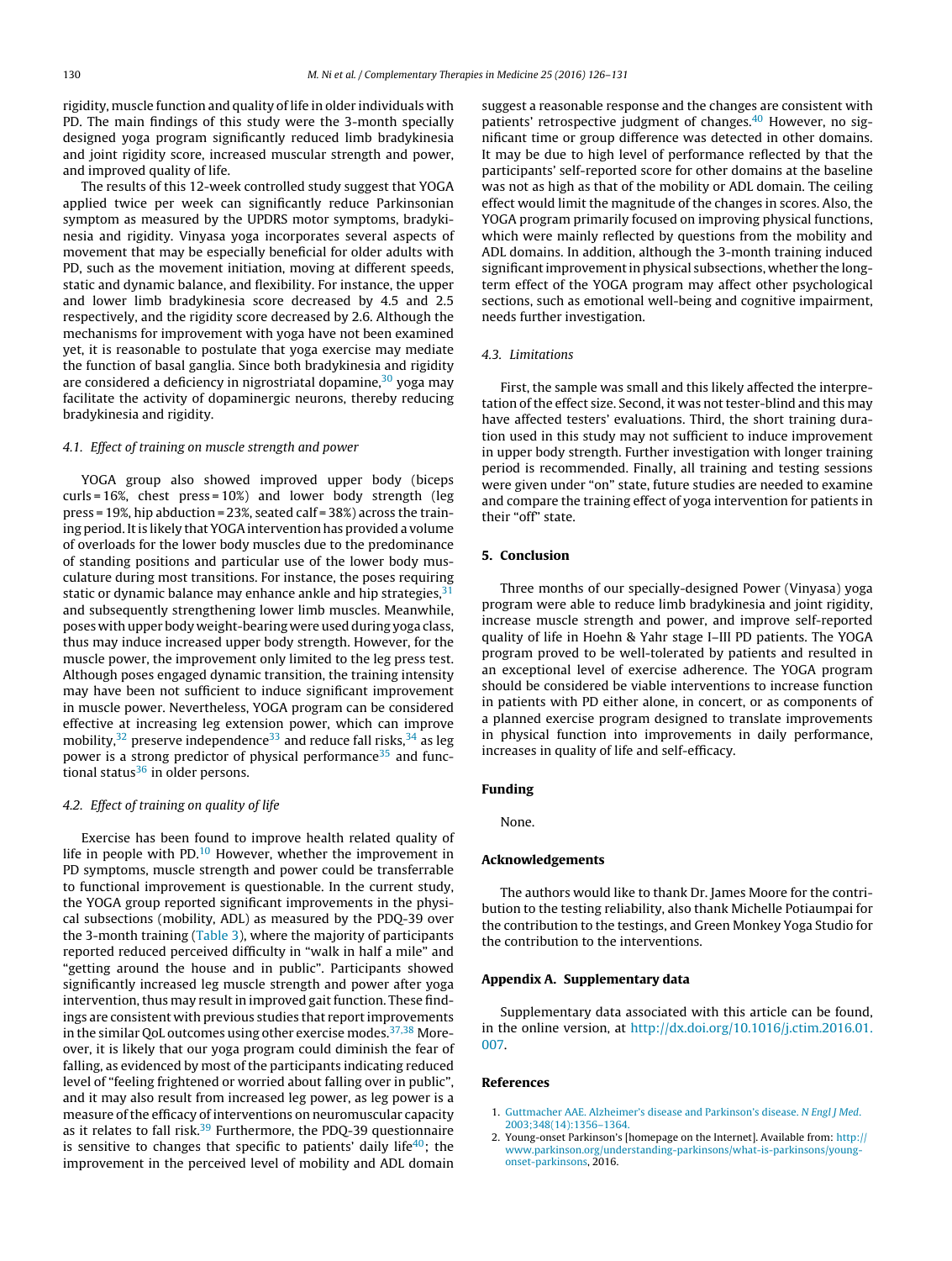rigidity, muscle function and quality of life in older individuals with PD. The main findings of this study were the 3-month specially designed yoga program significantly reduced limb bradykinesia and joint rigidity score, increased muscular strength and power, and improved quality of life.

The results of this 12-week controlled study suggest that YOGA applied twice per week can significantly reduce Parkinsonian symptom as measured by the UPDRS motor symptoms, bradykinesia and rigidity. Vinyasa yoga incorporates several aspects of movement that may be especially beneficial for older adults with PD, such as the movement initiation, moving at different speeds, static and dynamic balance, and flexibility. For instance, the upper and lower limb bradykinesia score decreased by 4.5 and 2.5 respectively, and the rigidity score decreased by 2.6. Although the mechanisms for improvement with yoga have not been examined yet, it is reasonable to postulate that yoga exercise may mediate the function of basal ganglia. Since both bradykinesia and rigidity are considered a deficiency in nigrostriatal dopamine,[30] yoga may facilitate the activity of dopaminergic neurons, thereby reducing bradykinesia and rigidity.

### 4.1. Effect of training on muscle strength and power

YOGA group also showed improved upper body (biceps curls = 16%, chest press = 10%) and lower body strength (leg press = 19%, hip abduction = 23%, seated calf = 38%) across the training period. It is likely that YOGA intervention has provided a volume of overloads for the lower body muscles due to the predominance of standing positions and particular use of the lower body musculature during most transitions. For instance, the poses requiring static or dynamic balance may enhance ankle and hip strategies,[31] and subsequently strengthening lower limb muscles. Meanwhile, poses with upper body weight-bearing were used during yoga class, thus may induce increased upper body strength. However, for the muscle power, the improvement only limited to the leg press test. Although poses engaged dynamic transition, the training intensity may have been not sufficient to induce significant improvement in muscle power. Nevertheless, YOGA program can be considered effective at increasing leg extension power, which can improve mobility,[32] preserve independence[33] and reduce fall risks,[34] as leg power is a strong predictor of physical performance[35] and functional status[36] in older persons.

### 4.2. Effect of training on quality of life

Exercise has been found to improve health related quality of life in people with PD.[10] However, whether the improvement in PD symptoms, muscle strength and power could be transferrable to functional improvement is questionable. In the current study, the YOGA group reported significant improvements in the physical subsections (mobility, ADL) as measured by the PDQ-39 over the 3-month training (Table 3), where the majority of participants reported reduced perceived difficulty in "walk in half a mile" and "getting around the house and in public". Participants showed significantly increased leg muscle strength and power after yoga intervention, thus may result in improved gait function. These findings are consistent with previous studies that report improvements in the similar QoL outcomes using other exercise modes.[37,38] Moreover, it is likely that our yoga program could diminish the fear of falling, as evidenced by most of the participants indicating reduced level of "feeling frightened or worried about falling over in public", and it may also result from increased leg power, as leg power is a measure of the efficacy of interventions on neuromuscular capacity as it relates to fall risk.[39] Furthermore, the PDQ-39 questionnaire is sensitive to changes that specific to patients' daily life[40]; the improvement in the perceived level of mobility and ADL domain suggest a reasonable response and the changes are consistent with patients' retrospective judgment of changes.[40] However, no significant time or group difference was detected in other domains. It may be due to high level of performance reflected by that the participants' self-reported score for other domains at the baseline was not as high as that of the mobility or ADL domain. The ceiling effect would limit the magnitude of the changes in scores. Also, the YOGA program primarily focused on improving physical functions, which were mainly reflected by questions from the mobility and ADL domains. In addition, although the 3-month training induced significant improvement in physical subsections, whether the long-term effect of the YOGA program may affect other psychological sections, such as emotional well-being and cognitive impairment, needs further investigation.

### 4.3. Limitations

First, the sample was small and this likely affected the interpretation of the effect size. Second, it was not tester-blind and this may have affected testers' evaluations. Third, the short training duration used in this study may not sufficient to induce improvement in upper body strength. Further investigation with longer training period is recommended. Finally, all training and testing sessions were given under "on" state, future studies are needed to examine and compare the training effect of yoga intervention for patients in their "off" state.

## 5. Conclusion

Three months of our specially-designed Power (Vinyasa) yoga program were able to reduce limb bradykinesia and joint rigidity, increase muscle strength and power, and improve self-reported quality of life in Hoehn & Yahr stage I–III PD patients. The YOGA program proved to be well-tolerated by patients and resulted in an exceptional level of exercise adherence. The YOGA program should be considered be viable interventions to increase function in patients with PD either alone, in concert, or as components of a planned exercise program designed to translate improvements in physical function into improvements in daily performance, increases in quality of life and self-efficacy.

## Funding

None.

## Acknowledgements

The authors would like to thank Dr. James Moore for the contribution to the testing reliability, also thank Michelle Potiaumpai for the contribution to the testings, and Green Monkey Yoga Studio for the contribution to the interventions.

## Appendix A. Supplementary data

Supplementary data associated with this article can be found, in the online version, at http://dx.doi.org/10.1016/j.ctim.2016.01.007.

## References

1. Guttmacher AAE. Alzheimer's disease and Parkinson's disease. *N Engl J Med*. 2003;348(14):1356–1364.
2. Young-onset Parkinson's [homepage on the Internet]. Available from: http://www.parkinson.org/understanding-parkinsons/what-is-parkinsons/young-onset-parkinsons, 2016.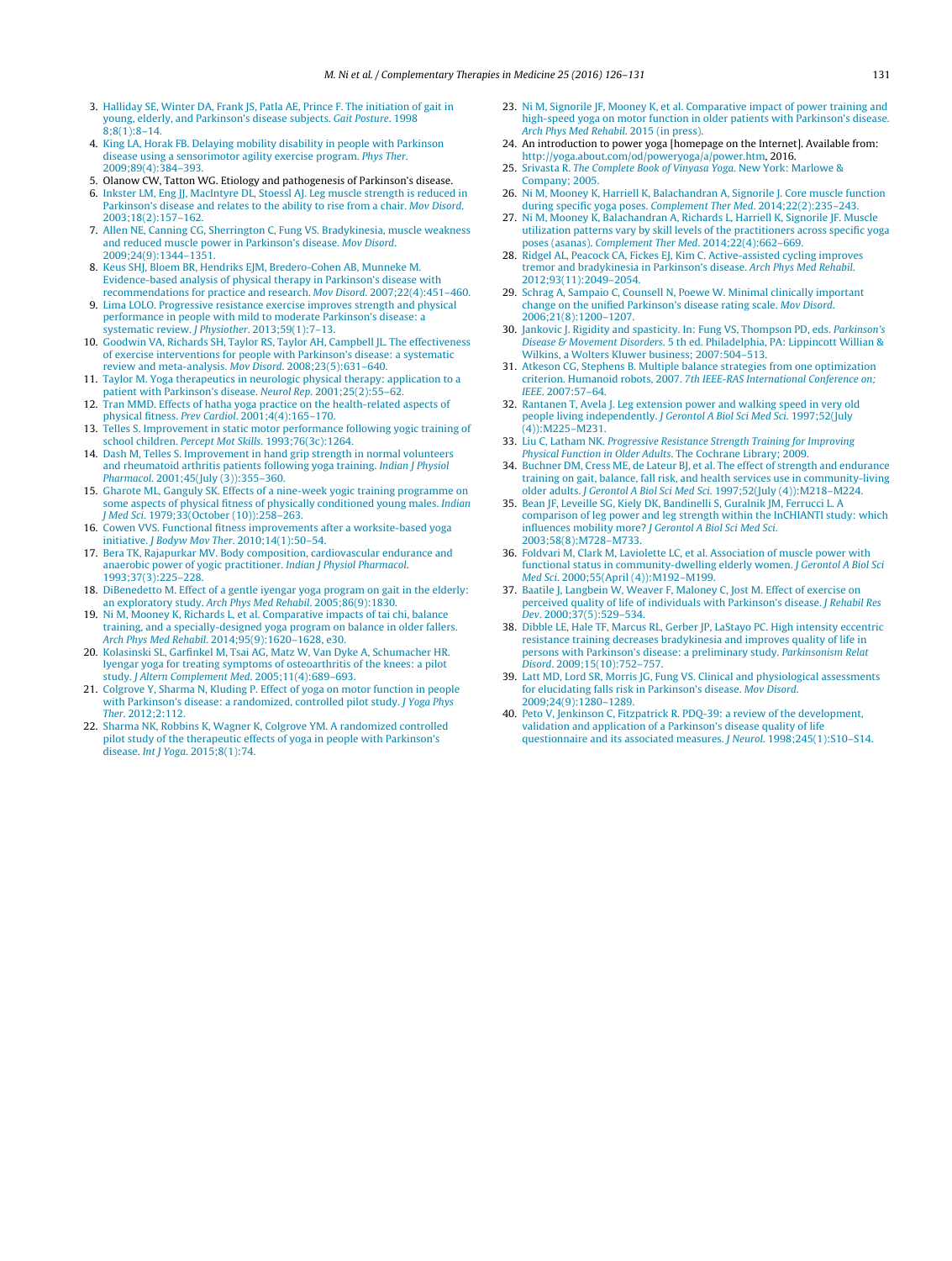3. Halliday SE, Winter DA, Frank JS, Patla AE, Prince F. The initiation of gait in young, elderly, and Parkinson's disease subjects. *Gait Posture*. 1998 8;8(1):8–14.
4. King LA, Horak FB. Delaying mobility disability in people with Parkinson disease using a sensorimotor agility exercise program. *Phys Ther*. 2009;89(4):384–393.
5. Olanow CW, Tatton WG. Etiology and pathogenesis of Parkinson's disease.
6. Inkster LM, Eng JJ, MacIntyre DL, Stoessl AJ. Leg muscle strength is reduced in Parkinson's disease and relates to the ability to rise from a chair. *Mov Disord*. 2003;18(2):157–162.
7. Allen NE, Canning CG, Sherrington C, Fung VS. Bradykinesia, muscle weakness and reduced muscle power in Parkinson's disease. *Mov Disord*. 2009;24(9):1344–1351.
8. Keus SHJ, Bloem BR, Hendriks EJM, Bredero-Cohen AB, Munneke M. Evidence-based analysis of physical therapy in Parkinson's disease with recommendations for practice and research. *Mov Disord*. 2007;22(4):451–460.
9. Lima LOLO. Progressive resistance exercise improves strength and physical performance in people with mild to moderate Parkinson's disease: a systematic review. *J Physiother*. 2013;59(1):7–13.
10. Goodwin VA, Richards SH, Taylor RS, Taylor AH, Campbell JL. The effectiveness of exercise interventions for people with Parkinson's disease: a systematic review and meta-analysis. *Mov Disord*. 2008;23(5):631–640.
11. Taylor M. Yoga therapeutics in neurologic physical therapy: application to a patient with Parkinson's disease. *Neurol Rep*. 2001;25(2):55–62.
12. Tran MMD. Effects of hatha yoga practice on the health-related aspects of physical fitness. *Prev Cardiol*. 2001;4(4):165–170.
13. Telles S. Improvement in static motor performance following yogic training of school children. *Percept Mot Skills*. 1993;76(3c):1264.
14. Dash M, Telles S. Improvement in hand grip strength in normal volunteers and rheumatoid arthritis patients following yoga training. *Indian J Physiol Pharmacol*. 2001;45(July (3)):355–360.
15. Gharote ML, Ganguly SK. Effects of a nine-week yogic training programme on some aspects of physical fitness of physically conditioned young males. *Indian J Med Sci*. 1979;33(October (10)):258–263.
16. Cowen VVS. Functional fitness improvements after a worksite-based yoga initiative. *J Bodyw Mov Ther*. 2010;14(1):50–54.
17. Bera TK, Rajapurkar MV. Body composition, cardiovascular endurance and anaerobic power of yogic practitioner. *Indian J Physiol Pharmacol*. 1993;37(3):225–228.
18. DiBenedetto M. Effect of a gentle iyengar yoga program on gait in the elderly: an exploratory study. *Arch Phys Med Rehabil*. 2005;86(9):1830.
19. Ni M, Mooney K, Richards L, et al. Comparative impacts of tai chi, balance training, and a specially-designed yoga program on balance in older fallers. *Arch Phys Med Rehabil*. 2014;95(9):1620–1628, e30.
20. Kolasinski SL, Garfinkel M, Tsai AG, Matz W, Van Dyke A, Schumacher HR. Iyengar yoga for treating symptoms of osteoarthritis of the knees: a pilot study. *J Altern Complement Med*. 2005;11(4):689–693.
21. Colgrove Y, Sharma N, Kluding P. Effect of yoga on motor function in people with Parkinson's disease: a randomized, controlled pilot study. *J Yoga Phys Ther*. 2012;2:112.
22. Sharma NK, Robbins K, Wagner K, Colgrove YM. A randomized controlled pilot study of the therapeutic effects of yoga in people with Parkinson's disease. *Int J Yoga*. 2015;8(1):74.
23. Ni M, Signorile JF, Mooney K, et al. Comparative impact of power training and high-speed yoga on motor function in older patients with Parkinson's disease. *Arch Phys Med Rehabil*. 2015 (in press).
24. An introduction to power yoga [homepage on the Internet]. Available from: http://yoga.about.com/od/poweryoga/a/power.htm, 2016.
25. Srivasta R. *The Complete Book of Vinyasa Yoga*. New York: Marlowe & Company; 2005.
26. Ni M, Mooney K, Harriell K, Balachandran A, Signorile J. Core muscle function during specific yoga poses. *Complement Ther Med*. 2014;22(2):235–243.
27. Ni M, Mooney K, Balachandran A, Richards L, Harriell K, Signorile JF. Muscle utilization patterns vary by skill levels of the practitioners across specific yoga poses (asanas). *Complement Ther Med*. 2014;22(4):662–669.
28. Ridgel AL, Peacock CA, Fickes EJ, Kim C. Active-assisted cycling improves tremor and bradykinesia in Parkinson's disease. *Arch Phys Med Rehabil*. 2012;93(11):2049–2054.
29. Schrag A, Sampaio C, Counsell N, Poewe W. Minimal clinically important change on the unified Parkinson's disease rating scale. *Mov Disord*. 2006;21(8):1200–1207.
30. Jankovic J. Rigidity and spasticity. In: Fung VS, Thompson PD, eds. *Parkinson's Disease & Movement Disorders*. 5 th ed. Philadelphia, PA: Lippincott Willian & Wilkins, a Wolters Kluwer business; 2007:504–513.
31. Atkeson CG, Stephens B. Multiple balance strategies from one optimization criterion. Humanoid robots, 2007. *7th IEEE-RAS International Conference on; IEEE*. 2007:57–64.
32. Rantanen T, Avela J. Leg extension power and walking speed in very old people living independently. *J Gerontol A Biol Sci Med Sci*. 1997;52(July (4)):M225–M231.
33. Liu C, Latham NK. *Progressive Resistance Strength Training for Improving Physical Function in Older Adults*. The Cochrane Library; 2009.
34. Buchner DM, Cress ME, de Lateur BJ, et al. The effect of strength and endurance training on gait, balance, fall risk, and health services use in community-living older adults. *J Gerontol A Biol Sci Med Sci*. 1997;52(July (4)):M218–M224.
35. Bean JF, Leveille SG, Kiely DK, Bandinelli S, Guralnik JM, Ferrucci L. A comparison of leg power and leg strength within the InCHIANTI study: which influences mobility more? *J Gerontol A Biol Sci Med Sci*. 2003;58(8):M728–M733.
36. Foldvari M, Clark M, Laviolette LC, et al. Association of muscle power with functional status in community-dwelling elderly women. *J Gerontol A Biol Sci Med Sci*. 2000;55(April (4)):M192–M199.
37. Baatile J, Langbein W, Weaver F, Maloney C, Jost M. Effect of exercise on perceived quality of life of individuals with Parkinson's disease. *J Rehabil Res Dev*. 2000;37(5):529–534.
38. Dibble LE, Hale TF, Marcus RL, Gerber JP, LaStayo PC. High intensity eccentric resistance training decreases bradykinesia and improves quality of life in persons with Parkinson's disease: a preliminary study. *Parkinsonism Relat Disord*. 2009;15(10):752–757.
39. Latt MD, Lord SR, Morris JG, Fung VS. Clinical and physiological assessments for elucidating falls risk in Parkinson's disease. *Mov Disord*. 2009;24(9):1280–1289.
40. Peto V, Jenkinson C, Fitzpatrick R. PDQ-39: a review of the development, validation and application of a Parkinson's disease quality of life questionnaire and its associated measures. *J Neurol*. 1998;245(1):S10–S14.